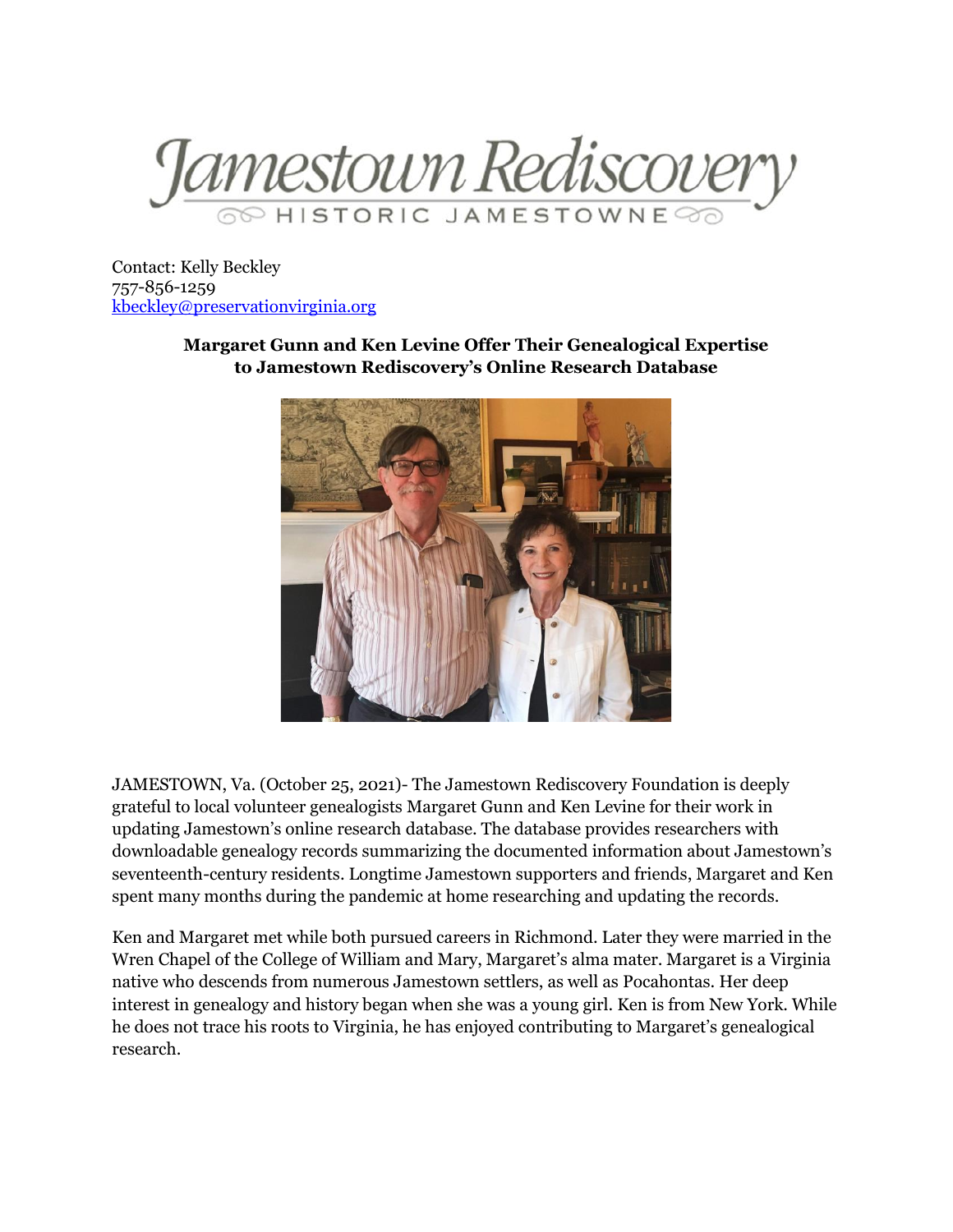Jamestown Rediscovery

HISTORIC JAMESTOWNE

Contact: Kelly Beckley
757-856-1259
[kbeckley@preservationvirginia.org](mailto:kbeckley@preservationvirginia.org)

**Margaret Gunn and Ken Levine Offer Their Genealogical Expertise to Jamestown Rediscovery's Online Research Database**

JAMESTOWN, Va. (October 25, 2021)- The Jamestown Rediscovery Foundation is deeply grateful to local volunteer genealogists Margaret Gunn and Ken Levine for their work in updating Jamestown's online research database. The database provides researchers with downloadable genealogy records summarizing the documented information about Jamestown's seventeenth-century residents. Longtime Jamestown supporters and friends, Margaret and Ken spent many months during the pandemic at home researching and updating the records.

Ken and Margaret met while both pursued careers in Richmond. Later they were married in the Wren Chapel of the College of William and Mary, Margaret's alma mater. Margaret is a Virginia native who descends from numerous Jamestown settlers, as well as Pocahontas. Her deep interest in genealogy and history began when she was a young girl. Ken is from New York. While he does not trace his roots to Virginia, he has enjoyed contributing to Margaret's genealogical research.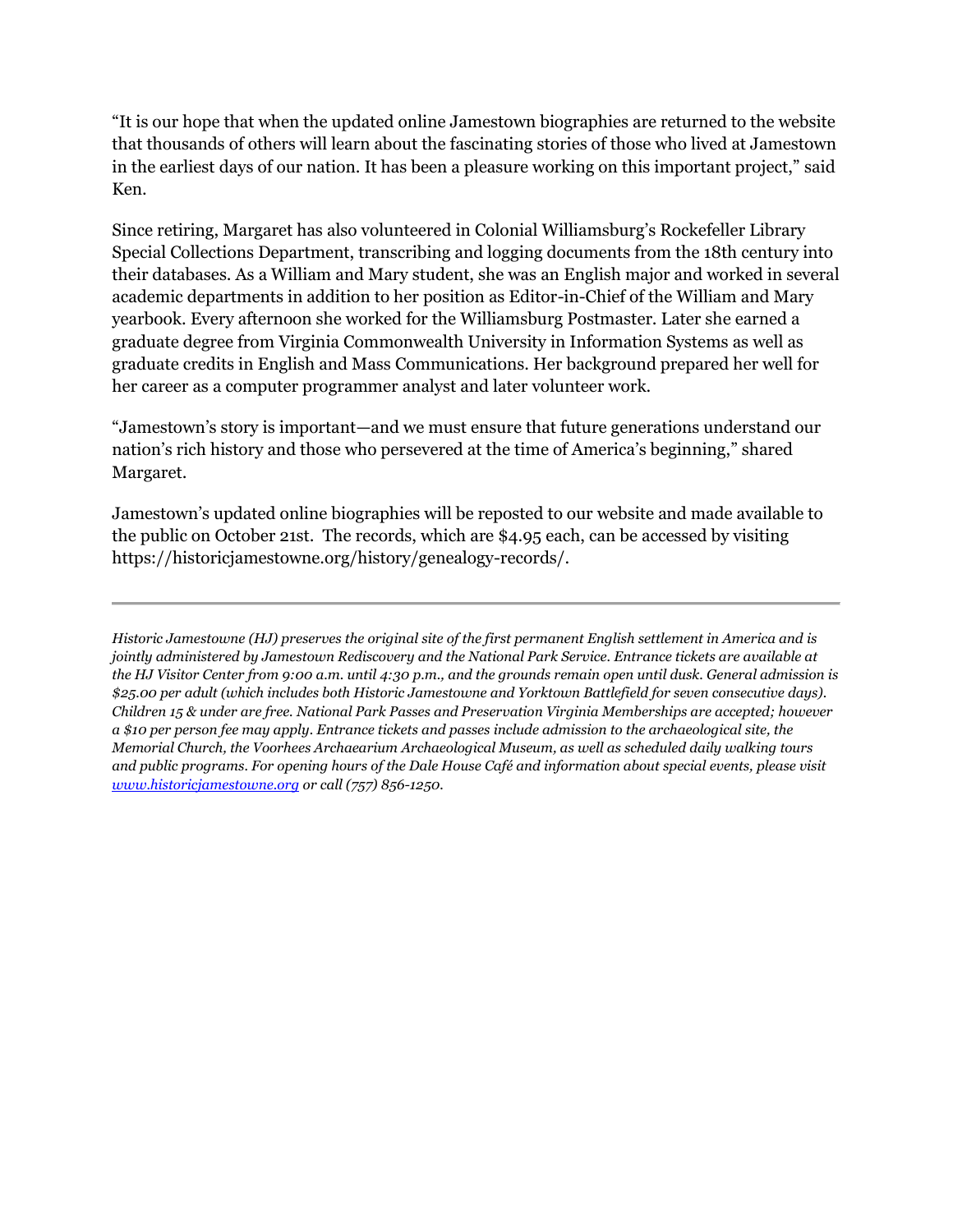"It is our hope that when the updated online Jamestown biographies are returned to the website that thousands of others will learn about the fascinating stories of those who lived at Jamestown in the earliest days of our nation. It has been a pleasure working on this important project," said Ken.

Since retiring, Margaret has also volunteered in Colonial Williamsburg's Rockefeller Library Special Collections Department, transcribing and logging documents from the 18th century into their databases. As a William and Mary student, she was an English major and worked in several academic departments in addition to her position as Editor-in-Chief of the William and Mary yearbook. Every afternoon she worked for the Williamsburg Postmaster. Later she earned a graduate degree from Virginia Commonwealth University in Information Systems as well as graduate credits in English and Mass Communications. Her background prepared her well for her career as a computer programmer analyst and later volunteer work.

"Jamestown's story is important—and we must ensure that future generations understand our nation's rich history and those who persevered at the time of America's beginning," shared Margaret.

Jamestown's updated online biographies will be reposted to our website and made available to the public on October 21st. The records, which are $4.95 each, can be accessed by visiting https://historicjamestowne.org/history/genealogy-records/.

---

*Historic Jamestowne (HJ) preserves the original site of the first permanent English settlement in America and is jointly administered by Jamestown Rediscovery and the National Park Service. Entrance tickets are available at the HJ Visitor Center from 9:00 a.m. until 4:30 p.m., and the grounds remain open until dusk. General admission is $25.00 per adult (which includes both Historic Jamestowne and Yorktown Battlefield for seven consecutive days). Children 15 & under are free. National Park Passes and Preservation Virginia Memberships are accepted; however a $10 per person fee may apply. Entrance tickets and passes include admission to the archaeological site, the Memorial Church, the Voorhees Archaearium Archaeological Museum, as well as scheduled daily walking tours and public programs. For opening hours of the Dale House Café and information about special events, please visit [www.historicjamestowne.org](http://www.historicjamestowne.org) or call (757) 856-1250.*